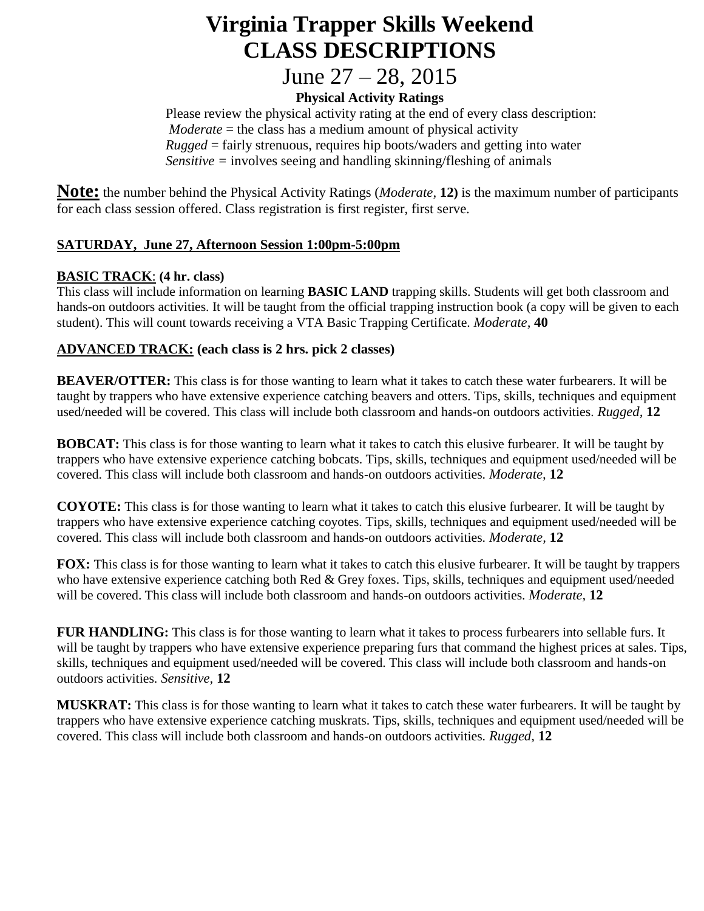# Virginia Trapper Skills Weekend
# CLASS DESCRIPTIONS

## June 27 – 28, 2015

**Physical Activity Ratings**

Please review the physical activity rating at the end of every class description:
*Moderate* = the class has a medium amount of physical activity
*Rugged* = fairly strenuous, requires hip boots/waders and getting into water
*Sensitive* = involves seeing and handling skinning/fleshing of animals

**Note:** the number behind the Physical Activity Ratings (*Moderate*, **12)** is the maximum number of participants for each class session offered. Class registration is first register, first serve.

**SATURDAY, June 27, Afternoon Session 1:00pm-5:00pm**

**BASIC TRACK: (4 hr. class)**
This class will include information on learning **BASIC LAND** trapping skills. Students will get both classroom and hands-on outdoors activities. It will be taught from the official trapping instruction book (a copy will be given to each student). This will count towards receiving a VTA Basic Trapping Certificate. *Moderate*, **40**

**ADVANCED TRACK: (each class is 2 hrs. pick 2 classes)**

**BEAVER/OTTER:** This class is for those wanting to learn what it takes to catch these water furbearers. It will be taught by trappers who have extensive experience catching beavers and otters. Tips, skills, techniques and equipment used/needed will be covered. This class will include both classroom and hands-on outdoors activities. *Rugged*, **12**

**BOBCAT:** This class is for those wanting to learn what it takes to catch this elusive furbearer. It will be taught by trappers who have extensive experience catching bobcats. Tips, skills, techniques and equipment used/needed will be covered. This class will include both classroom and hands-on outdoors activities. *Moderate*, **12**

**COYOTE:** This class is for those wanting to learn what it takes to catch this elusive furbearer. It will be taught by trappers who have extensive experience catching coyotes. Tips, skills, techniques and equipment used/needed will be covered. This class will include both classroom and hands-on outdoors activities. *Moderate*, **12**

**FOX:** This class is for those wanting to learn what it takes to catch this elusive furbearer. It will be taught by trappers who have extensive experience catching both Red & Grey foxes. Tips, skills, techniques and equipment used/needed will be covered. This class will include both classroom and hands-on outdoors activities. *Moderate*, **12**

**FUR HANDLING:** This class is for those wanting to learn what it takes to process furbearers into sellable furs. It will be taught by trappers who have extensive experience preparing furs that command the highest prices at sales. Tips, skills, techniques and equipment used/needed will be covered. This class will include both classroom and hands-on outdoors activities. *Sensitive*, **12**

**MUSKRAT:** This class is for those wanting to learn what it takes to catch these water furbearers. It will be taught by trappers who have extensive experience catching muskrats. Tips, skills, techniques and equipment used/needed will be covered. This class will include both classroom and hands-on outdoors activities. *Rugged*, **12**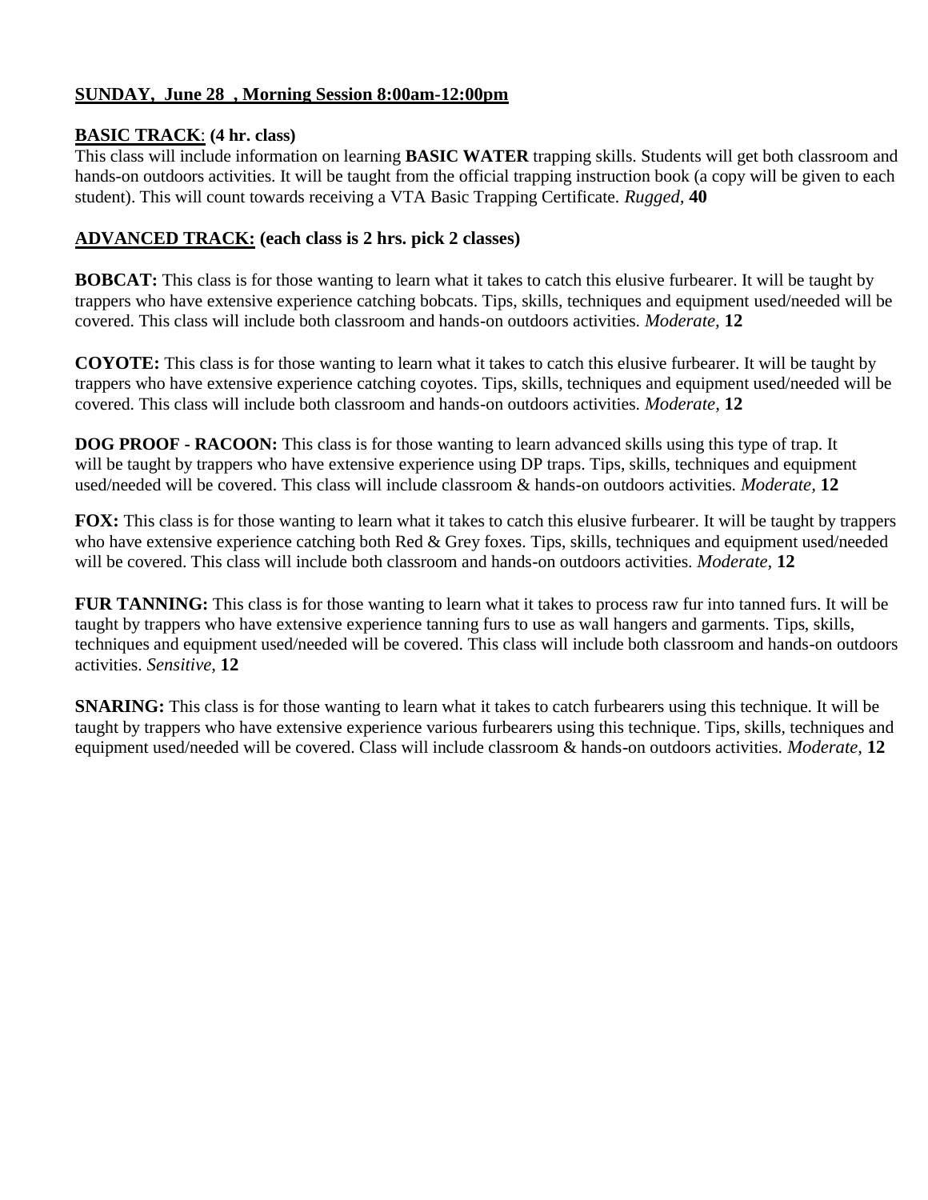**SUNDAY, June 28 , Morning Session 8:00am-12:00pm**

**BASIC TRACK: (4 hr. class)**

This class will include information on learning **BASIC WATER** trapping skills. Students will get both classroom and hands-on outdoors activities. It will be taught from the official trapping instruction book (a copy will be given to each student). This will count towards receiving a VTA Basic Trapping Certificate. *Rugged,* **40**

**ADVANCED TRACK: (each class is 2 hrs. pick 2 classes)**

**BOBCAT:** This class is for those wanting to learn what it takes to catch this elusive furbearer. It will be taught by trappers who have extensive experience catching bobcats. Tips, skills, techniques and equipment used/needed will be covered. This class will include both classroom and hands-on outdoors activities. *Moderate,* **12**

**COYOTE:** This class is for those wanting to learn what it takes to catch this elusive furbearer. It will be taught by trappers who have extensive experience catching coyotes. Tips, skills, techniques and equipment used/needed will be covered. This class will include both classroom and hands-on outdoors activities. *Moderate,* **12**

**DOG PROOF - RACOON:** This class is for those wanting to learn advanced skills using this type of trap. It will be taught by trappers who have extensive experience using DP traps. Tips, skills, techniques and equipment used/needed will be covered. This class will include classroom & hands-on outdoors activities. *Moderate,* **12**

**FOX:** This class is for those wanting to learn what it takes to catch this elusive furbearer. It will be taught by trappers who have extensive experience catching both Red & Grey foxes. Tips, skills, techniques and equipment used/needed will be covered. This class will include both classroom and hands-on outdoors activities. *Moderate,* **12**

**FUR TANNING:** This class is for those wanting to learn what it takes to process raw fur into tanned furs. It will be taught by trappers who have extensive experience tanning furs to use as wall hangers and garments. Tips, skills, techniques and equipment used/needed will be covered. This class will include both classroom and hands-on outdoors activities. *Sensitive,* **12**

**SNARING:** This class is for those wanting to learn what it takes to catch furbearers using this technique. It will be taught by trappers who have extensive experience various furbearers using this technique. Tips, skills, techniques and equipment used/needed will be covered. Class will include classroom & hands-on outdoors activities. *Moderate,* **12**